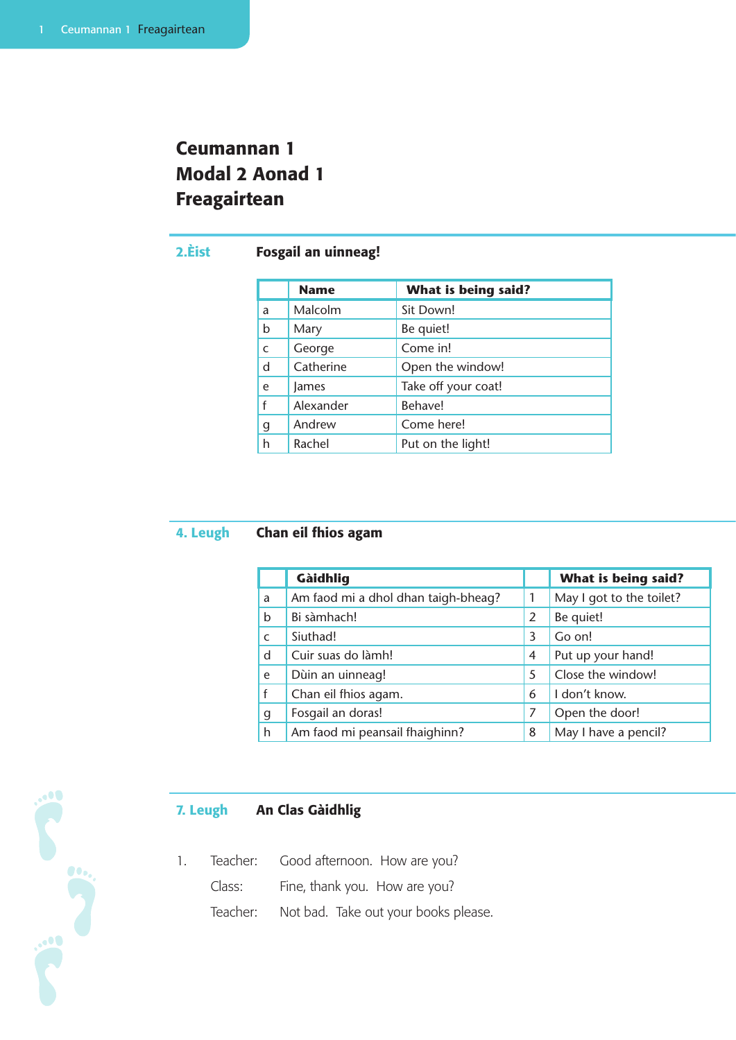# Ceumannan 1
# Modal 2 Aonad 1
# Freagairtean

## 2.Èist — Fosgail an uinneag!

| | Name | What is being said? |
|---|---|---|
| a | Malcolm | Sit Down! |
| b | Mary | Be quiet! |
| c | George | Come in! |
| d | Catherine | Open the window! |
| e | James | Take off your coat! |
| f | Alexander | Behave! |
| g | Andrew | Come here! |
| h | Rachel | Put on the light! |

## 4. Leugh — Chan eil fhios agam

| | Gàidhlig | | What is being said? |
|---|---|---|---|
| a | Am faod mi a dhol dhan taigh-bheag? | 1 | May I got to the toilet? |
| b | Bi sàmhach! | 2 | Be quiet! |
| c | Siuthad! | 3 | Go on! |
| d | Cuir suas do làmh! | 4 | Put up your hand! |
| e | Dùin an uinneag! | 5 | Close the window! |
| f | Chan eil fhios agam. | 6 | I don't know. |
| g | Fosgail an doras! | 7 | Open the door! |
| h | Am faod mi peansail fhaighinn? | 8 | May I have a pencil? |

## 7. Leugh — An Clas Gàidhlig

1. Teacher: Good afternoon. How are you?

   Class: Fine, thank you. How are you?

   Teacher: Not bad. Take out your books please.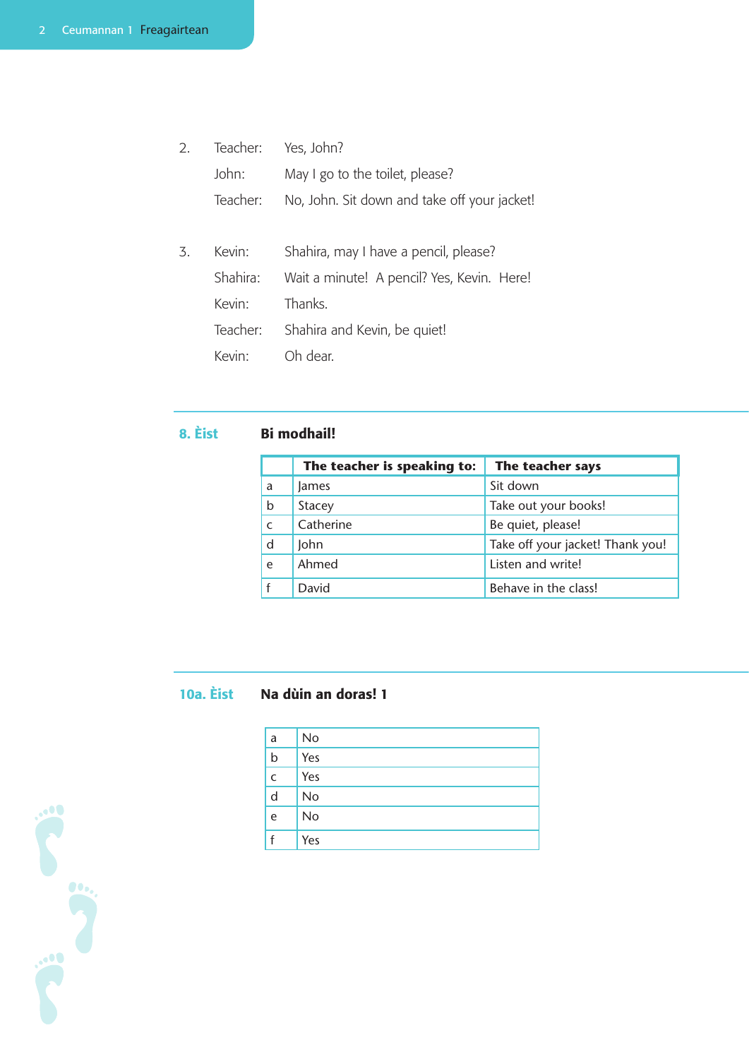2. Teacher: Yes, John?

   John: May I go to the toilet, please?

   Teacher: No, John. Sit down and take off your jacket!

3. Kevin: Shahira, may I have a pencil, please?

   Shahira: Wait a minute! A pencil? Yes, Kevin. Here!

   Kevin: Thanks.

   Teacher: Shahira and Kevin, be quiet!

   Kevin: Oh dear.

---

## 8. Èist — Bi modhail!

| | The teacher is speaking to: | The teacher says |
|---|---|---|
| a | James | Sit down |
| b | Stacey | Take out your books! |
| c | Catherine | Be quiet, please! |
| d | John | Take off your jacket! Thank you! |
| e | Ahmed | Listen and write! |
| f | David | Behave in the class! |

---

## 10a. Èist — Na dùin an doras! 1

| | |
|---|---|
| a | No |
| b | Yes |
| c | Yes |
| d | No |
| e | No |
| f | Yes |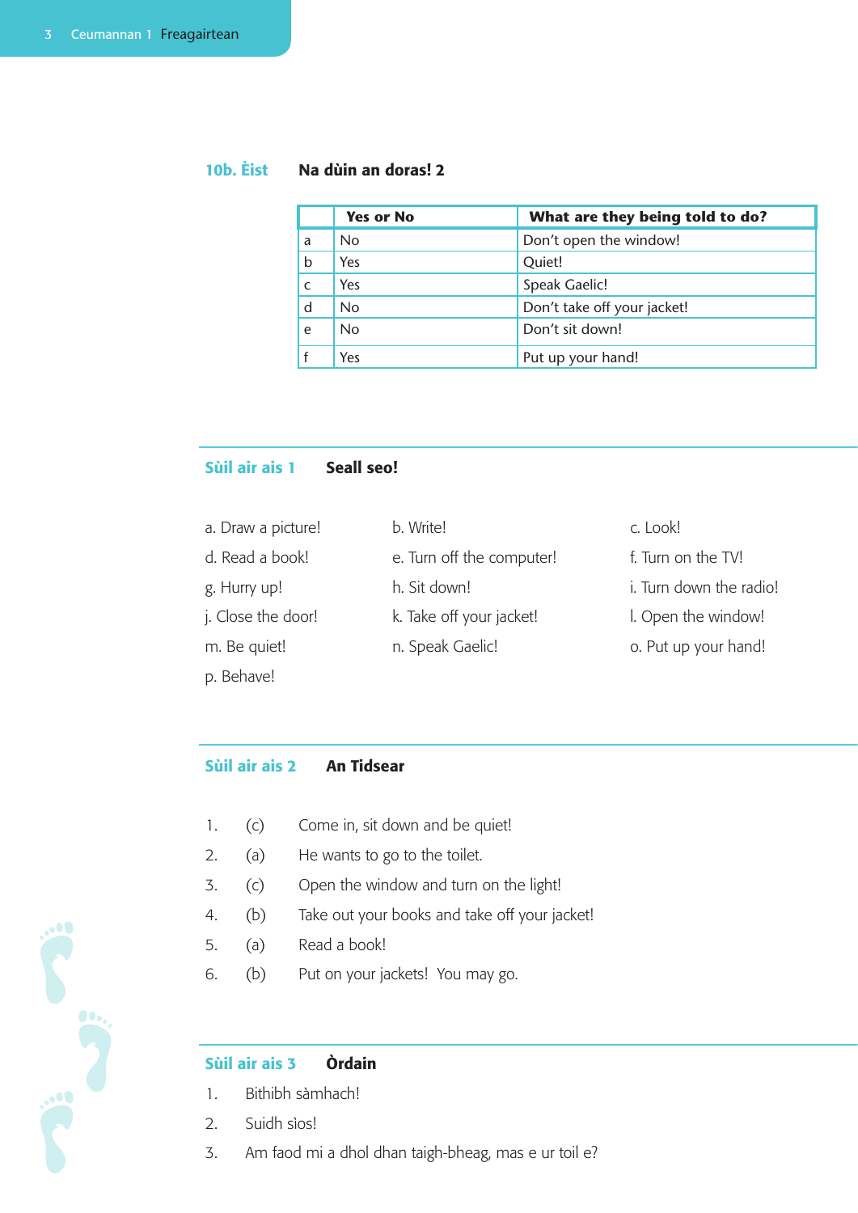## 10b. Èist — Na dùin an doras! 2

| | Yes or No | What are they being told to do? |
|---|---|---|
| a | No | Don't open the window! |
| b | Yes | Quiet! |
| c | Yes | Speak Gaelic! |
| d | No | Don't take off your jacket! |
| e | No | Don't sit down! |
| f | Yes | Put up your hand! |

## Sùil air ais 1 — Seall seo!

a. Draw a picture!
b. Write!
c. Look!
d. Read a book!
e. Turn off the computer!
f. Turn on the TV!
g. Hurry up!
h. Sit down!
i. Turn down the radio!
j. Close the door!
k. Take off your jacket!
l. Open the window!
m. Be quiet!
n. Speak Gaelic!
o. Put up your hand!
p. Behave!

## Sùil air ais 2 — An Tidsear

1. (c) Come in, sit down and be quiet!
2. (a) He wants to go to the toilet.
3. (c) Open the window and turn on the light!
4. (b) Take out your books and take off your jacket!
5. (a) Read a book!
6. (b) Put on your jackets! You may go.

## Sùil air ais 3 — Òrdain

1. Bithibh sàmhach!
2. Suidh sìos!
3. Am faod mi a dhol dhan taigh-bheag, mas e ur toil e?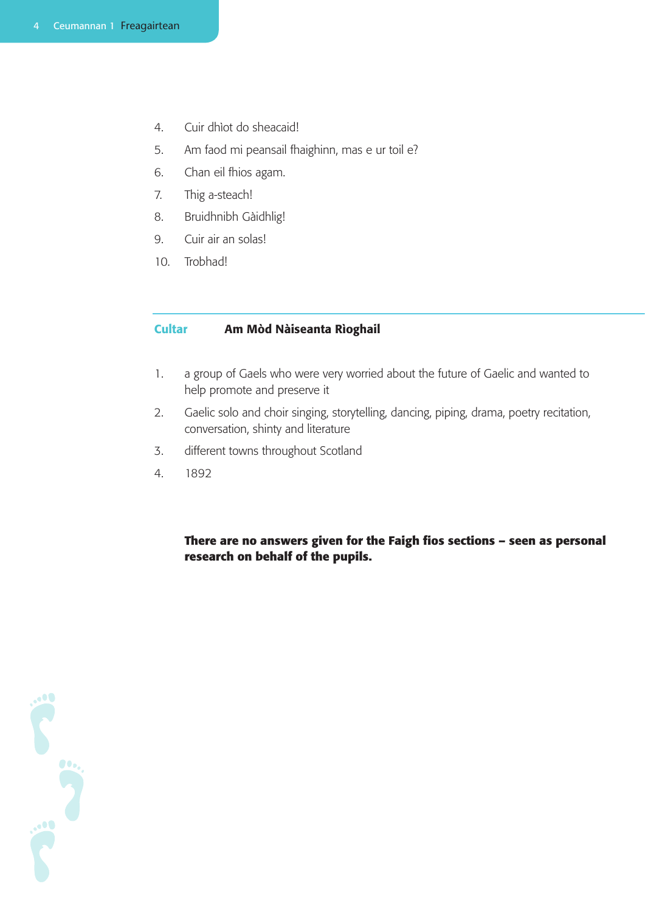4. Cuir dhìot do sheacaid!
5. Am faod mi peansail fhaighinn, mas e ur toil e?
6. Chan eil fhios agam.
7. Thig a-steach!
8. Bruidhnibh Gàidhlig!
9. Cuir air an solas!
10. Trobhad!

## Cultar — Am Mòd Nàiseanta Rìoghail

1. a group of Gaels who were very worried about the future of Gaelic and wanted to help promote and preserve it
2. Gaelic solo and choir singing, storytelling, dancing, piping, drama, poetry recitation, conversation, shinty and literature
3. different towns throughout Scotland
4. 1892

**There are no answers given for the Faigh fios sections – seen as personal research on behalf of the pupils.**